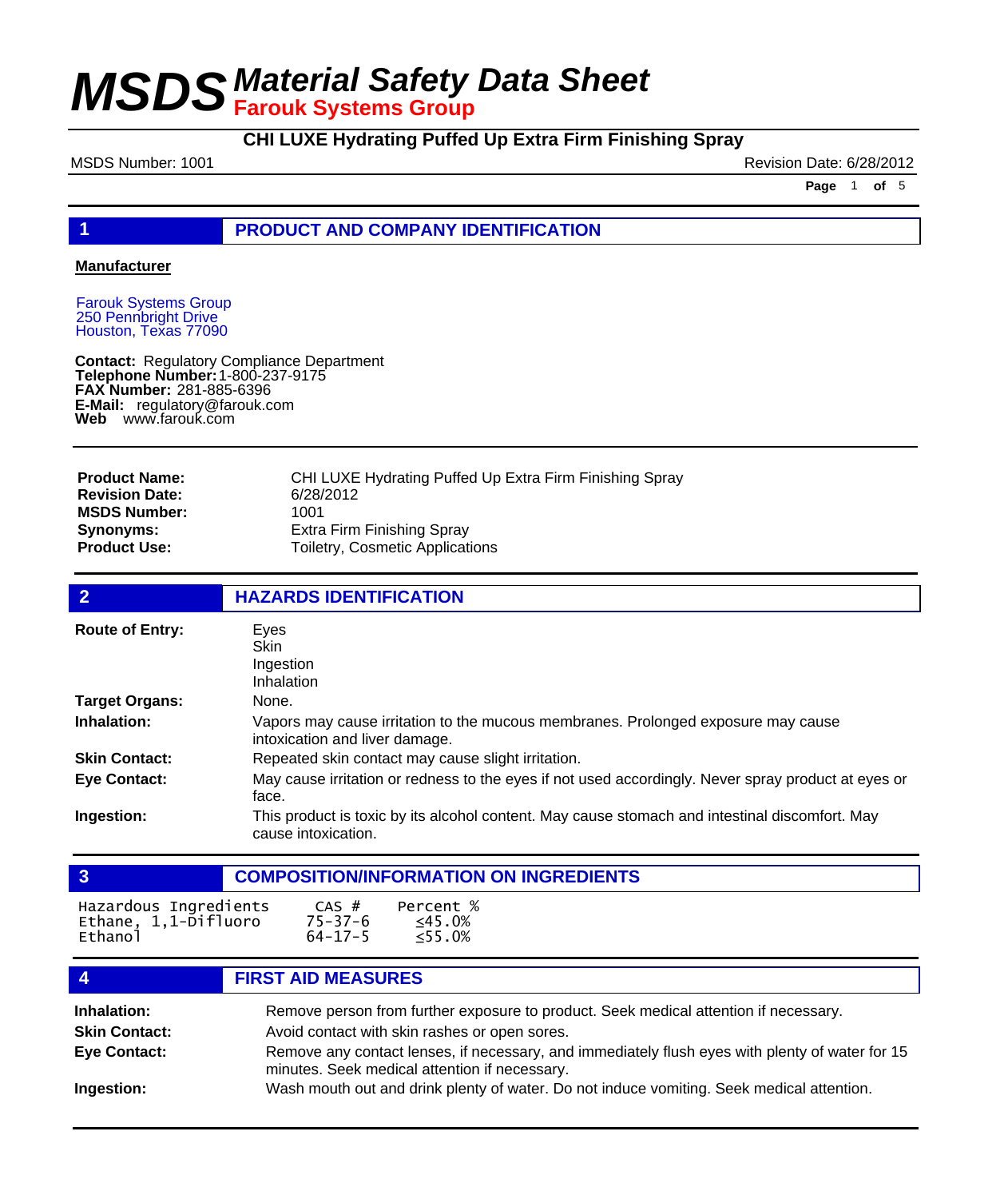# MSDS *Material Safety Data Sheet*

**Farouk Systems Group**

**CHI LUXE Hydrating Puffed Up Extra Firm Finishing Spray**

MSDS Number: 1001 | Revision Date: 6/28/2012

## 1 PRODUCT AND COMPANY IDENTIFICATION

**Manufacturer**

Farouk Systems Group
250 Pennbright Drive
Houston, Texas 77090

**Contact:** Regulatory Compliance Department
**Telephone Number:** 1-800-237-9175
**FAX Number:** 281-885-6396
**E-Mail:** regulatory@farouk.com
**Web** www.farouk.com

| | |
|---|---|
| **Product Name:** | CHI LUXE Hydrating Puffed Up Extra Firm Finishing Spray |
| **Revision Date:** | 6/28/2012 |
| **MSDS Number:** | 1001 |
| **Synonyms:** | Extra Firm Finishing Spray |
| **Product Use:** | Toiletry, Cosmetic Applications |

## 2 HAZARDS IDENTIFICATION

| | |
|---|---|
| **Route of Entry:** | Eyes<br>Skin<br>Ingestion<br>Inhalation |
| **Target Organs:** | None. |
| **Inhalation:** | Vapors may cause irritation to the mucous membranes. Prolonged exposure may cause intoxication and liver damage. |
| **Skin Contact:** | Repeated skin contact may cause slight irritation. |
| **Eye Contact:** | May cause irritation or redness to the eyes if not used accordingly. Never spray product at eyes or face. |
| **Ingestion:** | This product is toxic by its alcohol content. May cause stomach and intestinal discomfort. May cause intoxication. |

## 3 COMPOSITION/INFORMATION ON INGREDIENTS

| Hazardous Ingredients | CAS # | Percent % |
|---|---|---|
| Ethane, 1,1-Difluoro | 75-37-6 | ≤45.0% |
| Ethanol | 64-17-5 | ≤55.0% |

## 4 FIRST AID MEASURES

| | |
|---|---|
| **Inhalation:** | Remove person from further exposure to product. Seek medical attention if necessary. |
| **Skin Contact:** | Avoid contact with skin rashes or open sores. |
| **Eye Contact:** | Remove any contact lenses, if necessary, and immediately flush eyes with plenty of water for 15 minutes. Seek medical attention if necessary. |
| **Ingestion:** | Wash mouth out and drink plenty of water. Do not induce vomiting. Seek medical attention. |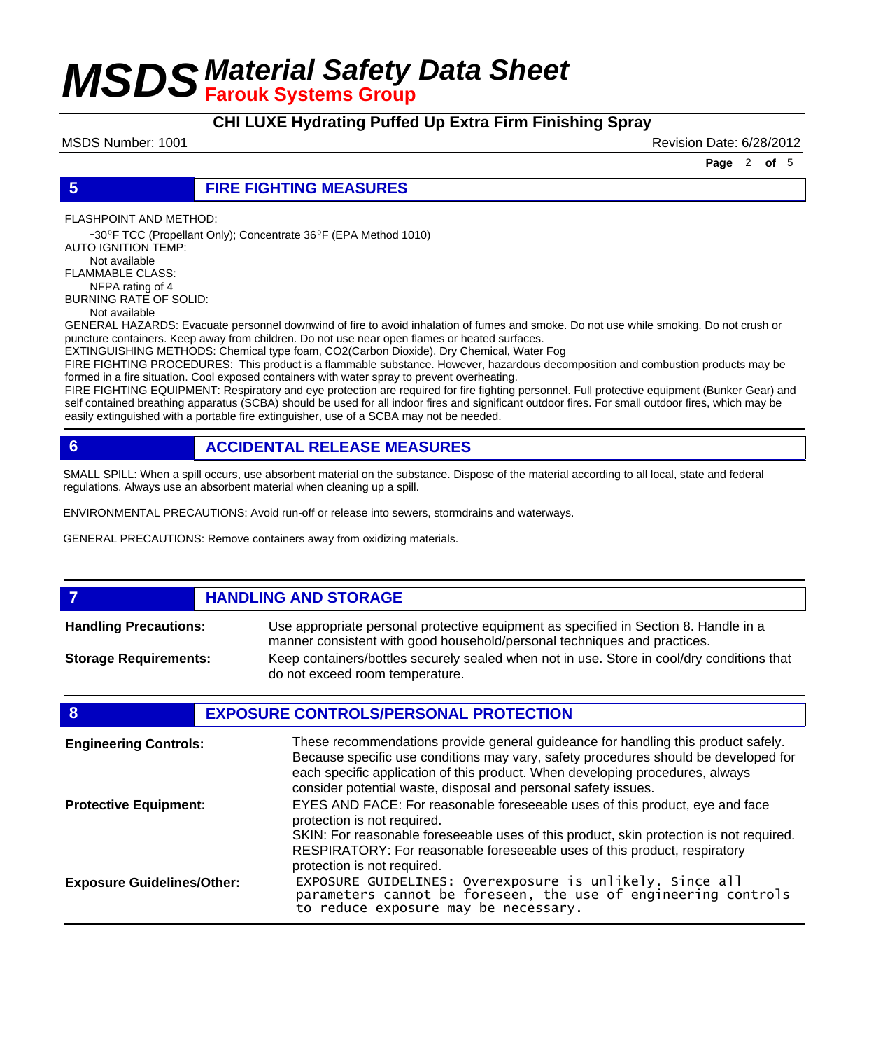## 5 FIRE FIGHTING MEASURES

FLASHPOINT AND METHOD:

-30°F TCC (Propellant Only); Concentrate 36°F (EPA Method 1010)

AUTO IGNITION TEMP:

Not available

FLAMMABLE CLASS:

NFPA rating of 4

BURNING RATE OF SOLID:

Not available

GENERAL HAZARDS: Evacuate personnel downwind of fire to avoid inhalation of fumes and smoke. Do not use while smoking. Do not crush or puncture containers. Keep away from children. Do not use near open flames or heated surfaces.

EXTINGUISHING METHODS: Chemical type foam, CO2(Carbon Dioxide), Dry Chemical, Water Fog

FIRE FIGHTING PROCEDURES: This product is a flammable substance. However, hazardous decomposition and combustion products may be formed in a fire situation. Cool exposed containers with water spray to prevent overheating.

FIRE FIGHTING EQUIPMENT: Respiratory and eye protection are required for fire fighting personnel. Full protective equipment (Bunker Gear) and self contained breathing apparatus (SCBA) should be used for all indoor fires and significant outdoor fires. For small outdoor fires, which may be easily extinguished with a portable fire extinguisher, use of a SCBA may not be needed.

## 6 ACCIDENTAL RELEASE MEASURES

SMALL SPILL: When a spill occurs, use absorbent material on the substance. Dispose of the material according to all local, state and federal regulations. Always use an absorbent material when cleaning up a spill.

ENVIRONMENTAL PRECAUTIONS: Avoid run-off or release into sewers, stormdrains and waterways.

GENERAL PRECAUTIONS: Remove containers away from oxidizing materials.

## 7 HANDLING AND STORAGE

**Handling Precautions:** Use appropriate personal protective equipment as specified in Section 8. Handle in a manner consistent with good household/personal techniques and practices.

**Storage Requirements:** Keep containers/bottles securely sealed when not in use. Store in cool/dry conditions that do not exceed room temperature.

## 8 EXPOSURE CONTROLS/PERSONAL PROTECTION

**Engineering Controls:** These recommendations provide general guideance for handling this product safely. Because specific use conditions may vary, safety procedures should be developed for each specific application of this product. When developing procedures, always consider potential waste, disposal and personal safety issues.

**Protective Equipment:** EYES AND FACE: For reasonable foreseeable uses of this product, eye and face protection is not required.
SKIN: For reasonable foreseeable uses of this product, skin protection is not required.
RESPIRATORY: For reasonable foreseeable uses of this product, respiratory protection is not required.

**Exposure Guidelines/Other:** EXPOSURE GUIDELINES: Overexposure is unlikely. Since all parameters cannot be foreseen, the use of engineering controls to reduce exposure may be necessary.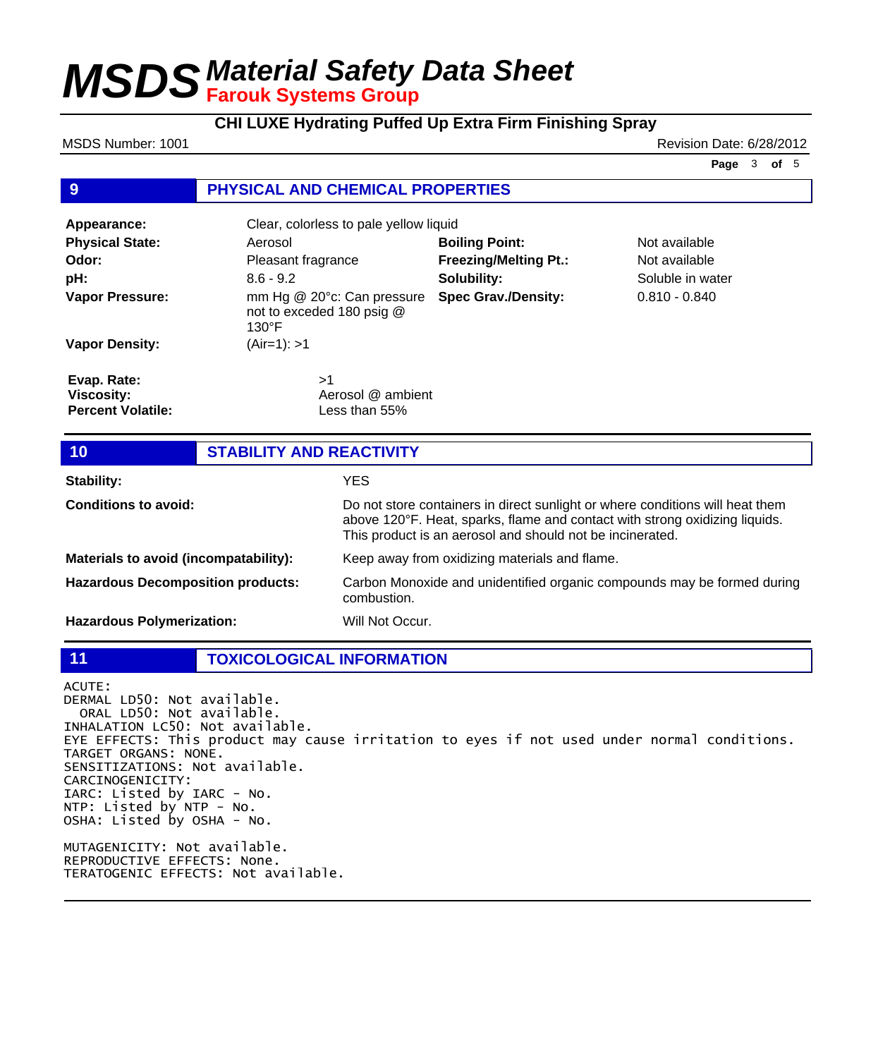## 9 PHYSICAL AND CHEMICAL PROPERTIES

| Property | Value | Property | Value |
|---|---|---|---|
| **Appearance:** | Clear, colorless to pale yellow liquid | | |
| **Physical State:** | Aerosol | **Boiling Point:** | Not available |
| **Odor:** | Pleasant fragrance | **Freezing/Melting Pt.:** | Not available |
| **pH:** | 8.6 - 9.2 | **Solubility:** | Soluble in water |
| **Vapor Pressure:** | mm Hg @ 20°c: Can pressure not to exceded 180 psig @ 130°F | **Spec Grav./Density:** | 0.810 - 0.840 |
| **Vapor Density:** | (Air=1): >1 | | |

**Evap. Rate:** >1
**Viscosity:** Aerosol @ ambient
**Percent Volatile:** Less than 55%

## 10 STABILITY AND REACTIVITY

**Stability:** YES

**Conditions to avoid:** Do not store containers in direct sunlight or where conditions will heat them above 120°F. Heat, sparks, flame and contact with strong oxidizing liquids. This product is an aerosol and should not be incinerated.

**Materials to avoid (incompatability):** Keep away from oxidizing materials and flame.

**Hazardous Decomposition products:** Carbon Monoxide and unidentified organic compounds may be formed during combustion.

**Hazardous Polymerization:** Will Not Occur.

## 11 TOXICOLOGICAL INFORMATION

```
ACUTE:
DERMAL LD50: Not available.
  ORAL LD50: Not available.
INHALATION LC50: Not available.
EYE EFFECTS: This product may cause irritation to eyes if not used under normal conditions.
TARGET ORGANS: NONE.
SENSITIZATIONS: Not available.
CARCINOGENICITY:
IARC: Listed by IARC - No.
NTP: Listed by NTP - No.
OSHA: Listed by OSHA - No.

MUTAGENICITY: Not available.
REPRODUCTIVE EFFECTS: None.
TERATOGENIC EFFECTS: Not available.
```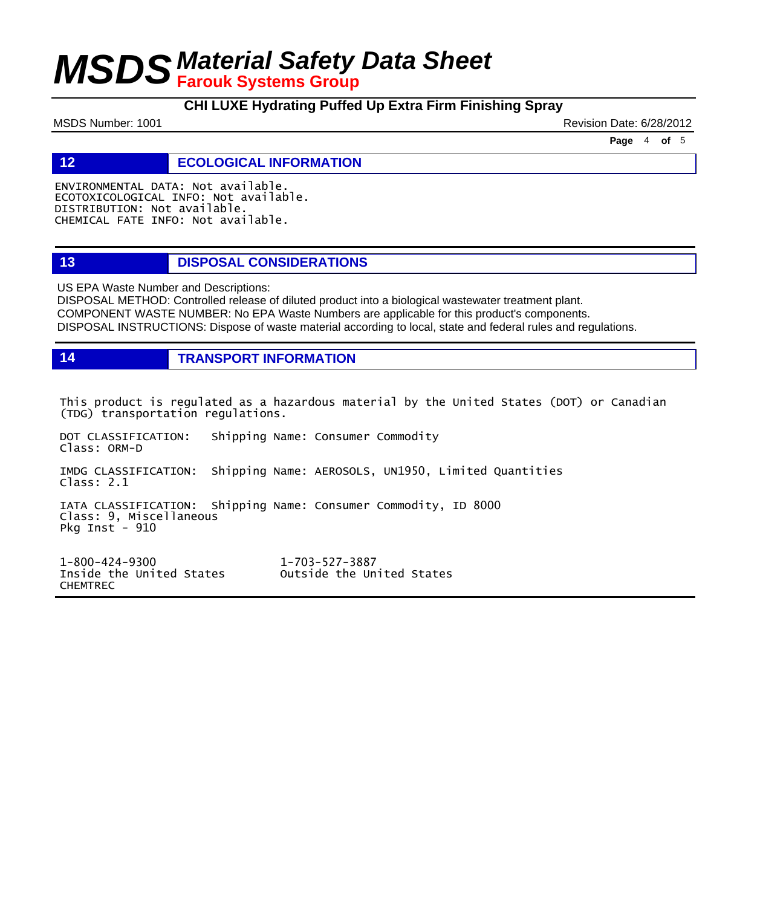## 12 ECOLOGICAL INFORMATION

ENVIRONMENTAL DATA: Not available.
ECOTOXICOLOGICAL INFO: Not available.
DISTRIBUTION: Not available.
CHEMICAL FATE INFO: Not available.

## 13 DISPOSAL CONSIDERATIONS

US EPA Waste Number and Descriptions:
DISPOSAL METHOD: Controlled release of diluted product into a biological wastewater treatment plant.
COMPONENT WASTE NUMBER: No EPA Waste Numbers are applicable for this product's components.
DISPOSAL INSTRUCTIONS: Dispose of waste material according to local, state and federal rules and regulations.

## 14 TRANSPORT INFORMATION

This product is regulated as a hazardous material by the United States (DOT) or Canadian (TDG) transportation regulations.

DOT CLASSIFICATION: Shipping Name: Consumer Commodity
Class: ORM-D

IMDG CLASSIFICATION: Shipping Name: AEROSOLS, UN1950, Limited Quantities
Class: 2.1

IATA CLASSIFICATION: Shipping Name: Consumer Commodity, ID 8000
Class: 9, Miscellaneous
Pkg Inst - 910

1-800-424-9300 Inside the United States CHEMTREC

1-703-527-3887 Outside the United States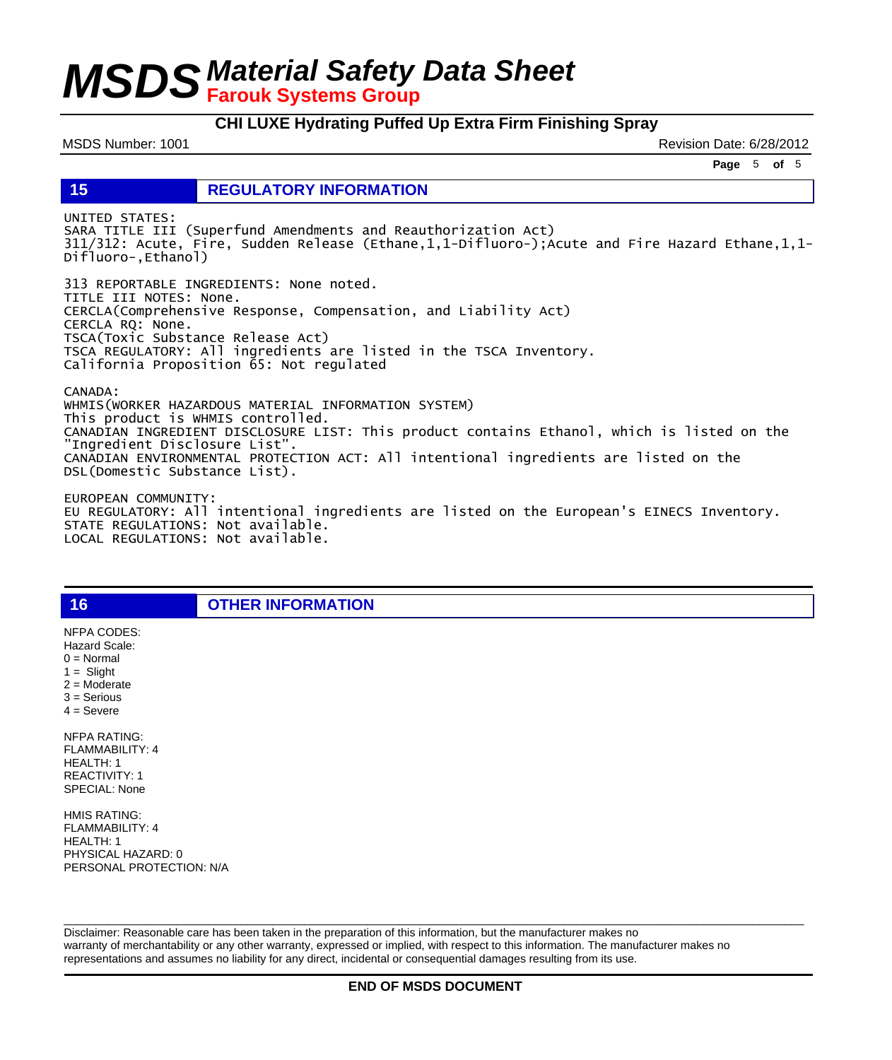## 15 REGULATORY INFORMATION

UNITED STATES:
SARA TITLE III (Superfund Amendments and Reauthorization Act)
311/312: Acute, Fire, Sudden Release (Ethane,1,1-Difluoro-);Acute and Fire Hazard Ethane,1,1-Difluoro-,Ethanol)

313 REPORTABLE INGREDIENTS: None noted.
TITLE III NOTES: None.
CERCLA(Comprehensive Response, Compensation, and Liability Act)
CERCLA RQ: None.
TSCA(Toxic Substance Release Act)
TSCA REGULATORY: All ingredients are listed in the TSCA Inventory.
California Proposition 65: Not regulated

CANADA:
WHMIS(WORKER HAZARDOUS MATERIAL INFORMATION SYSTEM)
This product is WHMIS controlled.
CANADIAN INGREDIENT DISCLOSURE LIST: This product contains Ethanol, which is listed on the "Ingredient Disclosure List".
CANADIAN ENVIRONMENTAL PROTECTION ACT: All intentional ingredients are listed on the DSL(Domestic Substance List).

EUROPEAN COMMUNITY:
EU REGULATORY: All intentional ingredients are listed on the European's EINECS Inventory.
STATE REGULATIONS: Not available.
LOCAL REGULATIONS: Not available.

## 16 OTHER INFORMATION

NFPA CODES:
Hazard Scale:
0 = Normal
1 = Slight
2 = Moderate
3 = Serious
4 = Severe

NFPA RATING:
FLAMMABILITY: 4
HEALTH: 1
REACTIVITY: 1
SPECIAL: None

HMIS RATING:
FLAMMABILITY: 4
HEALTH: 1
PHYSICAL HAZARD: 0
PERSONAL PROTECTION: N/A

Disclaimer: Reasonable care has been taken in the preparation of this information, but the manufacturer makes no warranty of merchantability or any other warranty, expressed or implied, with respect to this information. The manufacturer makes no representations and assumes no liability for any direct, incidental or consequential damages resulting from its use.

**END OF MSDS DOCUMENT**